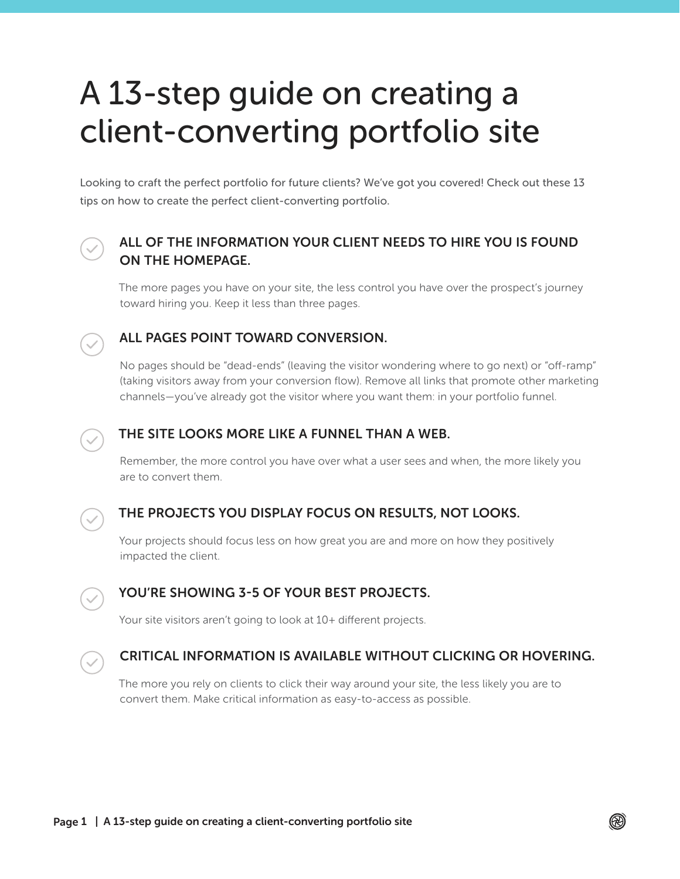# A 13-step guide on creating a client-converting portfolio site

Looking to craft the perfect portfolio for future clients? We've got you covered! Check out these 13 tips on how to create the perfect client-converting portfolio.

### ALL OF THE INFORMATION YOUR CLIENT NEEDS TO HIRE YOU IS FOUND ON THE HOMEPAGE.

The more pages you have on your site, the less control you have over the prospect's journey toward hiring you. Keep it less than three pages.

### ALL PAGES POINT TOWARD CONVERSION.

No pages should be "dead-ends" (leaving the visitor wondering where to go next) or "off-ramp" (taking visitors away from your conversion flow). Remove all links that promote other marketing channels—you've already got the visitor where you want them: in your portfolio funnel.

### THE SITE LOOKS MORE LIKE A FUNNEL THAN A WEB.

Remember, the more control you have over what a user sees and when, the more likely you are to convert them.

### THE PROJECTS YOU DISPLAY FOCUS ON RESULTS, NOT LOOKS.

Your projects should focus less on how great you are and more on how they positively impacted the client.

### YOU'RE SHOWING 3-5 OF YOUR BEST PROJECTS.

Your site visitors aren't going to look at 10+ different projects.

### CRITICAL INFORMATION IS AVAILABLE WITHOUT CLICKING OR HOVERING.

The more you rely on clients to click their way around your site, the less likely you are to convert them. Make critical information as easy-to-access as possible.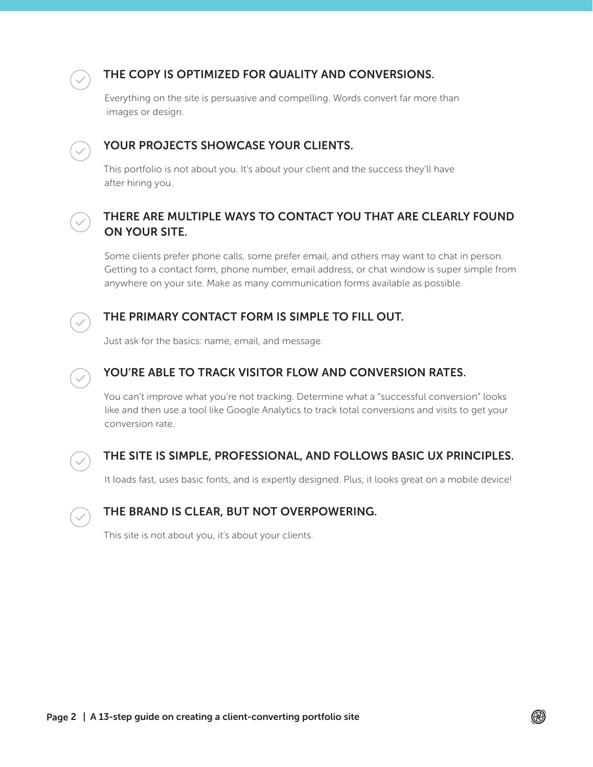### THE COPY IS OPTIMIZED FOR QUALITY AND CONVERSIONS.

Everything on the site is persuasive and compelling. Words convert far more than images or design.

### YOUR PROJECTS SHOWCASE YOUR CLIENTS.

This portfolio is not about you. It's about your client and the success they'll have after hiring you.

### THERE ARE MULTIPLE WAYS TO CONTACT YOU THAT ARE CLEARLY FOUND ON YOUR SITE.

Some clients prefer phone calls, some prefer email, and others may want to chat in person. Getting to a contact form, phone number, email address, or chat window is super simple from anywhere on your site. Make as many communication forms available as possible.

### THE PRIMARY CONTACT FORM IS SIMPLE TO FILL OUT.

Just ask for the basics: name, email, and message.

### YOU'RE ABLE TO TRACK VISITOR FLOW AND CONVERSION RATES.

You can't improve what you're not tracking. Determine what a "successful conversion" looks like and then use a tool like Google Analytics to track total conversions and visits to get your conversion rate.

### THE SITE IS SIMPLE, PROFESSIONAL, AND FOLLOWS BASIC UX PRINCIPLES.

It loads fast, uses basic fonts, and is expertly designed. Plus, it looks great on a mobile device!

### THE BRAND IS CLEAR, BUT NOT OVERPOWERING.

This site is not about you, it's about your clients.